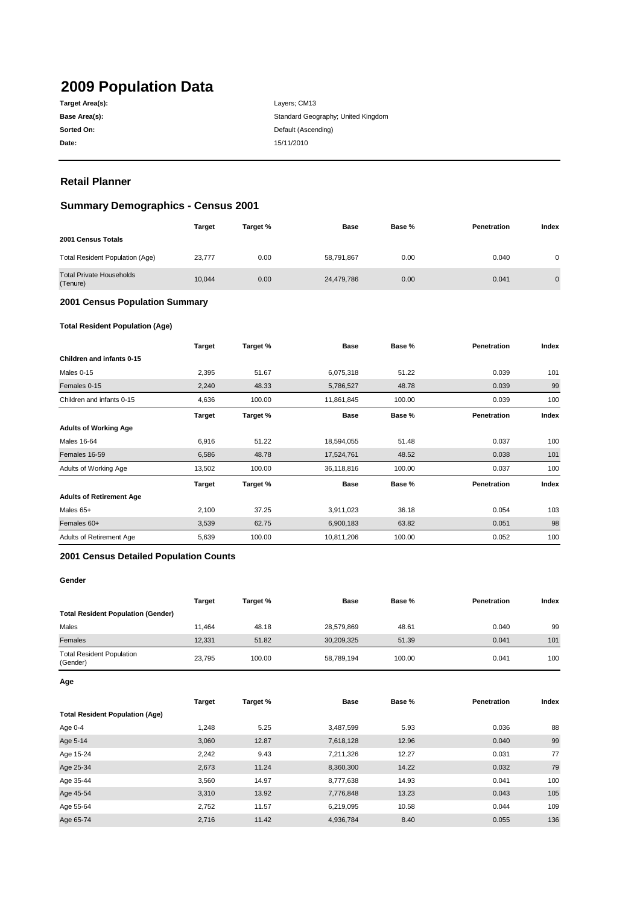# 2009 Population Data

| | |
|---|---|
| **Target Area(s):** | Layers; CM13 |
| **Base Area(s):** | Standard Geography; United Kingdom |
| **Sorted On:** | Default (Ascending) |
| **Date:** | 15/11/2010 |

## Retail Planner

## Summary Demographics - Census 2001

| | Target | Target % | Base | Base % | Penetration | Index |
|---|---|---|---|---|---|---|
| **2001 Census Totals** | | | | | | |
| Total Resident Population (Age) | 23,777 | 0.00 | 58,791,867 | 0.00 | 0.040 | 0 |
| Total Private Households (Tenure) | 10,044 | 0.00 | 24,479,786 | 0.00 | 0.041 | 0 |

### 2001 Census Population Summary

#### Total Resident Population (Age)

| | Target | Target % | Base | Base % | Penetration | Index |
|---|---|---|---|---|---|---|
| **Children and infants 0-15** | | | | | | |
| Males 0-15 | 2,395 | 51.67 | 6,075,318 | 51.22 | 0.039 | 101 |
| Females 0-15 | 2,240 | 48.33 | 5,786,527 | 48.78 | 0.039 | 99 |
| Children and infants 0-15 | 4,636 | 100.00 | 11,861,845 | 100.00 | 0.039 | 100 |

| | Target | Target % | Base | Base % | Penetration | Index |
|---|---|---|---|---|---|---|
| **Adults of Working Age** | | | | | | |
| Males 16-64 | 6,916 | 51.22 | 18,594,055 | 51.48 | 0.037 | 100 |
| Females 16-59 | 6,586 | 48.78 | 17,524,761 | 48.52 | 0.038 | 101 |
| Adults of Working Age | 13,502 | 100.00 | 36,118,816 | 100.00 | 0.037 | 100 |

| | Target | Target % | Base | Base % | Penetration | Index |
|---|---|---|---|---|---|---|
| **Adults of Retirement Age** | | | | | | |
| Males 65+ | 2,100 | 37.25 | 3,911,023 | 36.18 | 0.054 | 103 |
| Females 60+ | 3,539 | 62.75 | 6,900,183 | 63.82 | 0.051 | 98 |
| Adults of Retirement Age | 5,639 | 100.00 | 10,811,206 | 100.00 | 0.052 | 100 |

### 2001 Census Detailed Population Counts

#### Gender

| | Target | Target % | Base | Base % | Penetration | Index |
|---|---|---|---|---|---|---|
| **Total Resident Population (Gender)** | | | | | | |
| Males | 11,464 | 48.18 | 28,579,869 | 48.61 | 0.040 | 99 |
| Females | 12,331 | 51.82 | 30,209,325 | 51.39 | 0.041 | 101 |
| Total Resident Population (Gender) | 23,795 | 100.00 | 58,789,194 | 100.00 | 0.041 | 100 |

#### Age

| | Target | Target % | Base | Base % | Penetration | Index |
|---|---|---|---|---|---|---|
| **Total Resident Population (Age)** | | | | | | |
| Age 0-4 | 1,248 | 5.25 | 3,487,599 | 5.93 | 0.036 | 88 |
| Age 5-14 | 3,060 | 12.87 | 7,618,128 | 12.96 | 0.040 | 99 |
| Age 15-24 | 2,242 | 9.43 | 7,211,326 | 12.27 | 0.031 | 77 |
| Age 25-34 | 2,673 | 11.24 | 8,360,300 | 14.22 | 0.032 | 79 |
| Age 35-44 | 3,560 | 14.97 | 8,777,638 | 14.93 | 0.041 | 100 |
| Age 45-54 | 3,310 | 13.92 | 7,776,848 | 13.23 | 0.043 | 105 |
| Age 55-64 | 2,752 | 11.57 | 6,219,095 | 10.58 | 0.044 | 109 |
| Age 65-74 | 2,716 | 11.42 | 4,936,784 | 8.40 | 0.055 | 136 |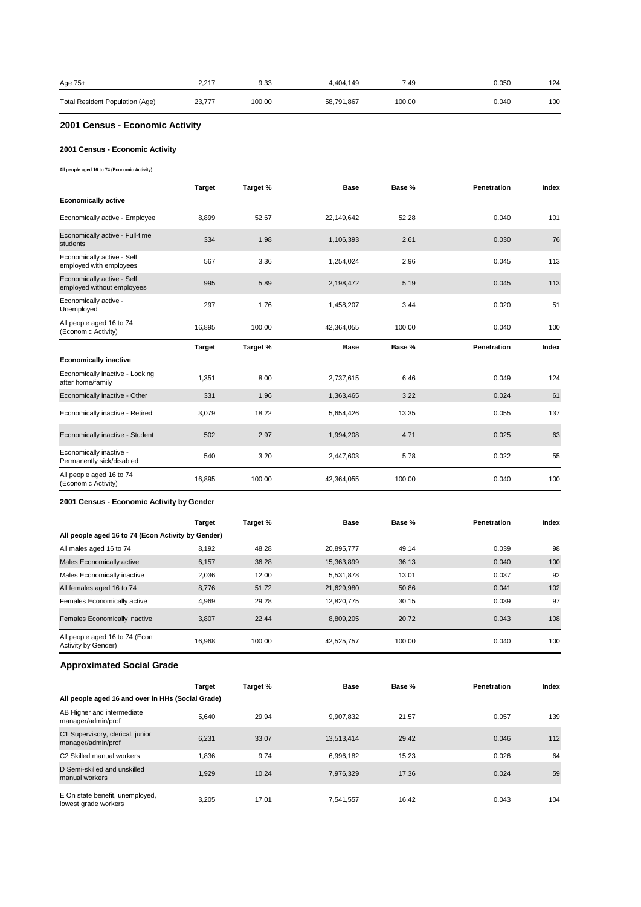| | Target | Target % | Base | Base % | Penetration | Index |
|---|---|---|---|---|---|---|
| Age 75+ | 2,217 | 9.33 | 4,404,149 | 7.49 | 0.050 | 124 |
| Total Resident Population (Age) | 23,777 | 100.00 | 58,791,867 | 100.00 | 0.040 | 100 |

## 2001 Census - Economic Activity

### 2001 Census - Economic Activity

**All people aged 16 to 74 (Economic Activity)**

| | Target | Target % | Base | Base % | Penetration | Index |
|---|---|---|---|---|---|---|
| **Economically active** | | | | | | |
| Economically active - Employee | 8,899 | 52.67 | 22,149,642 | 52.28 | 0.040 | 101 |
| Economically active - Full-time students | 334 | 1.98 | 1,106,393 | 2.61 | 0.030 | 76 |
| Economically active - Self employed with employees | 567 | 3.36 | 1,254,024 | 2.96 | 0.045 | 113 |
| Economically active - Self employed without employees | 995 | 5.89 | 2,198,472 | 5.19 | 0.045 | 113 |
| Economically active - Unemployed | 297 | 1.76 | 1,458,207 | 3.44 | 0.020 | 51 |
| All people aged 16 to 74 (Economic Activity) | 16,895 | 100.00 | 42,364,055 | 100.00 | 0.040 | 100 |

| | Target | Target % | Base | Base % | Penetration | Index |
|---|---|---|---|---|---|---|
| **Economically inactive** | | | | | | |
| Economically inactive - Looking after home/family | 1,351 | 8.00 | 2,737,615 | 6.46 | 0.049 | 124 |
| Economically inactive - Other | 331 | 1.96 | 1,363,465 | 3.22 | 0.024 | 61 |
| Economically inactive - Retired | 3,079 | 18.22 | 5,654,426 | 13.35 | 0.055 | 137 |
| Economically inactive - Student | 502 | 2.97 | 1,994,208 | 4.71 | 0.025 | 63 |
| Economically inactive - Permanently sick/disabled | 540 | 3.20 | 2,447,603 | 5.78 | 0.022 | 55 |
| All people aged 16 to 74 (Economic Activity) | 16,895 | 100.00 | 42,364,055 | 100.00 | 0.040 | 100 |

### 2001 Census - Economic Activity by Gender

| | Target | Target % | Base | Base % | Penetration | Index |
|---|---|---|---|---|---|---|
| **All people aged 16 to 74 (Econ Activity by Gender)** | | | | | | |
| All males aged 16 to 74 | 8,192 | 48.28 | 20,895,777 | 49.14 | 0.039 | 98 |
| Males Economically active | 6,157 | 36.28 | 15,363,899 | 36.13 | 0.040 | 100 |
| Males Economically inactive | 2,036 | 12.00 | 5,531,878 | 13.01 | 0.037 | 92 |
| All females aged 16 to 74 | 8,776 | 51.72 | 21,629,980 | 50.86 | 0.041 | 102 |
| Females Economically active | 4,969 | 29.28 | 12,820,775 | 30.15 | 0.039 | 97 |
| Females Economically inactive | 3,807 | 22.44 | 8,809,205 | 20.72 | 0.043 | 108 |
| All people aged 16 to 74 (Econ Activity by Gender) | 16,968 | 100.00 | 42,525,757 | 100.00 | 0.040 | 100 |

## Approximated Social Grade

| | Target | Target % | Base | Base % | Penetration | Index |
|---|---|---|---|---|---|---|
| **All people aged 16 and over in HHs (Social Grade)** | | | | | | |
| AB Higher and intermediate manager/admin/prof | 5,640 | 29.94 | 9,907,832 | 21.57 | 0.057 | 139 |
| C1 Supervisory, clerical, junior manager/admin/prof | 6,231 | 33.07 | 13,513,414 | 29.42 | 0.046 | 112 |
| C2 Skilled manual workers | 1,836 | 9.74 | 6,996,182 | 15.23 | 0.026 | 64 |
| D Semi-skilled and unskilled manual workers | 1,929 | 10.24 | 7,976,329 | 17.36 | 0.024 | 59 |
| E On state benefit, unemployed, lowest grade workers | 3,205 | 17.01 | 7,541,557 | 16.42 | 0.043 | 104 |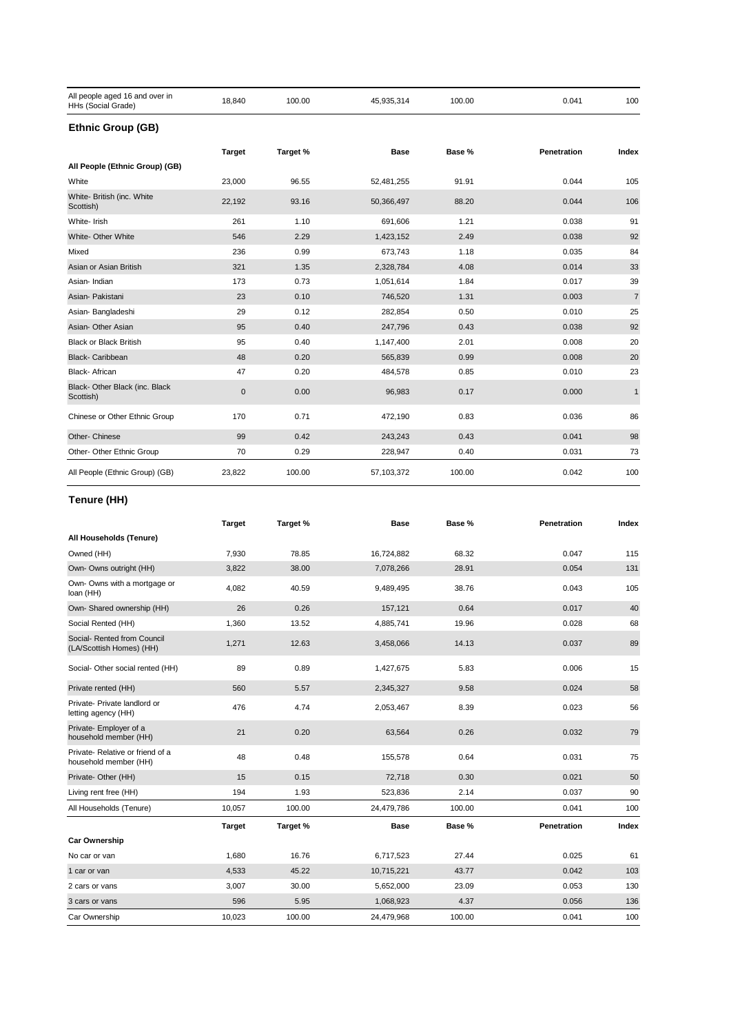| All people aged 16 and over in HHs (Social Grade) | 18,840 | 100.00 | 45,935,314 | 100.00 | 0.041 | 100 |
|---|---|---|---|---|---|---|

## Ethnic Group (GB)

| | Target | Target % | Base | Base % | Penetration | Index |
|---|---|---|---|---|---|---|
| **All People (Ethnic Group) (GB)** | | | | | | |
| White | 23,000 | 96.55 | 52,481,255 | 91.91 | 0.044 | 105 |
| White- British (inc. White Scottish) | 22,192 | 93.16 | 50,366,497 | 88.20 | 0.044 | 106 |
| White- Irish | 261 | 1.10 | 691,606 | 1.21 | 0.038 | 91 |
| White- Other White | 546 | 2.29 | 1,423,152 | 2.49 | 0.038 | 92 |
| Mixed | 236 | 0.99 | 673,743 | 1.18 | 0.035 | 84 |
| Asian or Asian British | 321 | 1.35 | 2,328,784 | 4.08 | 0.014 | 33 |
| Asian- Indian | 173 | 0.73 | 1,051,614 | 1.84 | 0.017 | 39 |
| Asian- Pakistani | 23 | 0.10 | 746,520 | 1.31 | 0.003 | 7 |
| Asian- Bangladeshi | 29 | 0.12 | 282,854 | 0.50 | 0.010 | 25 |
| Asian- Other Asian | 95 | 0.40 | 247,796 | 0.43 | 0.038 | 92 |
| Black or Black British | 95 | 0.40 | 1,147,400 | 2.01 | 0.008 | 20 |
| Black- Caribbean | 48 | 0.20 | 565,839 | 0.99 | 0.008 | 20 |
| Black- African | 47 | 0.20 | 484,578 | 0.85 | 0.010 | 23 |
| Black- Other Black (inc. Black Scottish) | 0 | 0.00 | 96,983 | 0.17 | 0.000 | 1 |
| Chinese or Other Ethnic Group | 170 | 0.71 | 472,190 | 0.83 | 0.036 | 86 |
| Other- Chinese | 99 | 0.42 | 243,243 | 0.43 | 0.041 | 98 |
| Other- Other Ethnic Group | 70 | 0.29 | 228,947 | 0.40 | 0.031 | 73 |
| All People (Ethnic Group) (GB) | 23,822 | 100.00 | 57,103,372 | 100.00 | 0.042 | 100 |

## Tenure (HH)

| | Target | Target % | Base | Base % | Penetration | Index |
|---|---|---|---|---|---|---|
| **All Households (Tenure)** | | | | | | |
| Owned (HH) | 7,930 | 78.85 | 16,724,882 | 68.32 | 0.047 | 115 |
| Own- Owns outright (HH) | 3,822 | 38.00 | 7,078,266 | 28.91 | 0.054 | 131 |
| Own- Owns with a mortgage or loan (HH) | 4,082 | 40.59 | 9,489,495 | 38.76 | 0.043 | 105 |
| Own- Shared ownership (HH) | 26 | 0.26 | 157,121 | 0.64 | 0.017 | 40 |
| Social Rented (HH) | 1,360 | 13.52 | 4,885,741 | 19.96 | 0.028 | 68 |
| Social- Rented from Council (LA/Scottish Homes) (HH) | 1,271 | 12.63 | 3,458,066 | 14.13 | 0.037 | 89 |
| Social- Other social rented (HH) | 89 | 0.89 | 1,427,675 | 5.83 | 0.006 | 15 |
| Private rented (HH) | 560 | 5.57 | 2,345,327 | 9.58 | 0.024 | 58 |
| Private- Private landlord or letting agency (HH) | 476 | 4.74 | 2,053,467 | 8.39 | 0.023 | 56 |
| Private- Employer of a household member (HH) | 21 | 0.20 | 63,564 | 0.26 | 0.032 | 79 |
| Private- Relative or friend of a household member (HH) | 48 | 0.48 | 155,578 | 0.64 | 0.031 | 75 |
| Private- Other (HH) | 15 | 0.15 | 72,718 | 0.30 | 0.021 | 50 |
| Living rent free (HH) | 194 | 1.93 | 523,836 | 2.14 | 0.037 | 90 |
| All Households (Tenure) | 10,057 | 100.00 | 24,479,786 | 100.00 | 0.041 | 100 |

| | Target | Target % | Base | Base % | Penetration | Index |
|---|---|---|---|---|---|---|
| **Car Ownership** | | | | | | |
| No car or van | 1,680 | 16.76 | 6,717,523 | 27.44 | 0.025 | 61 |
| 1 car or van | 4,533 | 45.22 | 10,715,221 | 43.77 | 0.042 | 103 |
| 2 cars or vans | 3,007 | 30.00 | 5,652,000 | 23.09 | 0.053 | 130 |
| 3 cars or vans | 596 | 5.95 | 1,068,923 | 4.37 | 0.056 | 136 |
| Car Ownership | 10,023 | 100.00 | 24,479,968 | 100.00 | 0.041 | 100 |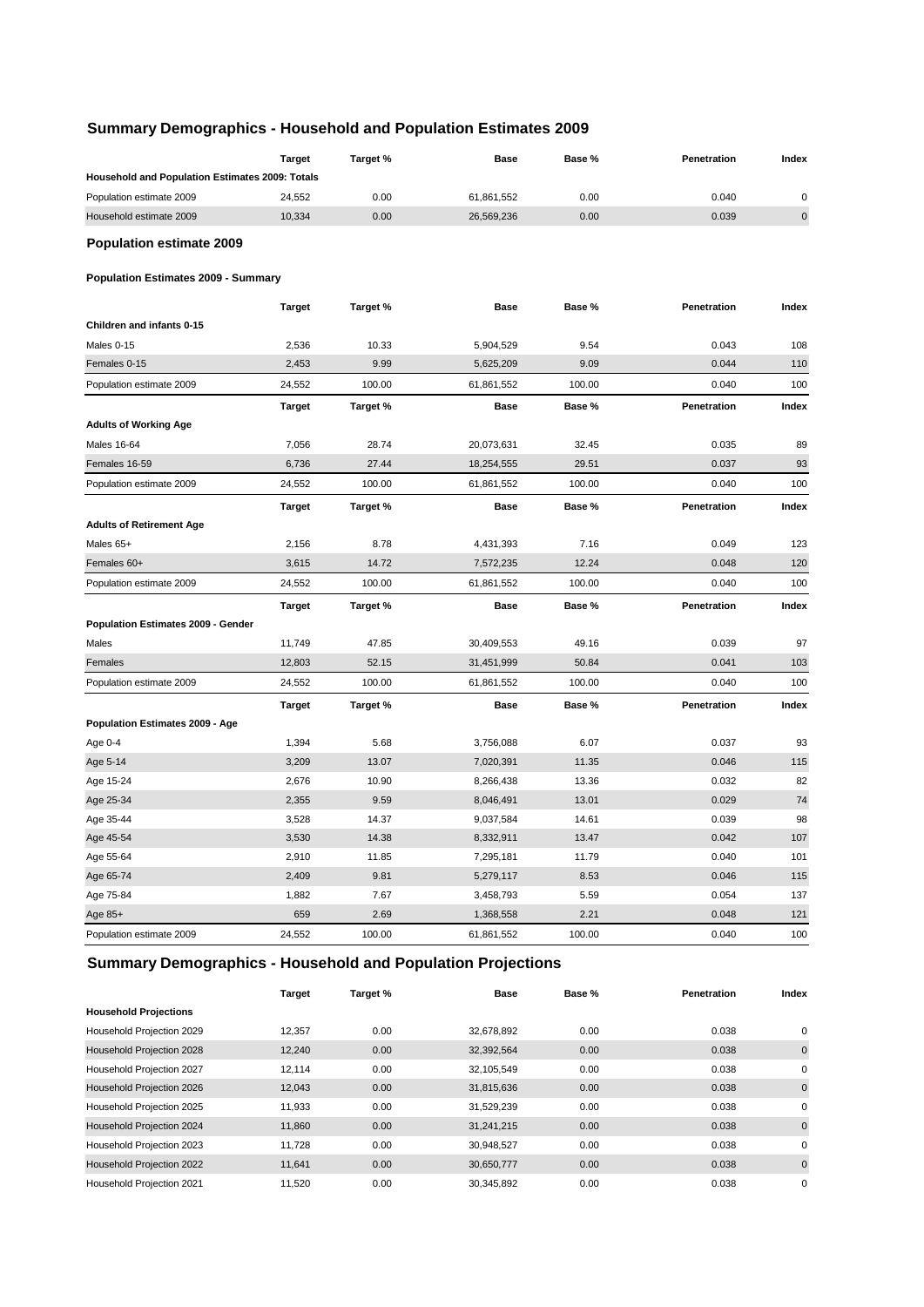## Summary Demographics - Household and Population Estimates 2009

| | Target | Target % | Base | Base % | Penetration | Index |
|---|---|---|---|---|---|---|
| **Household and Population Estimates 2009: Totals** | | | | | | |
| Population estimate 2009 | 24,552 | 0.00 | 61,861,552 | 0.00 | 0.040 | 0 |
| Household estimate 2009 | 10,334 | 0.00 | 26,569,236 | 0.00 | 0.039 | 0 |

### Population estimate 2009

#### Population Estimates 2009 - Summary

| | Target | Target % | Base | Base % | Penetration | Index |
|---|---|---|---|---|---|---|
| **Children and infants 0-15** | | | | | | |
| Males 0-15 | 2,536 | 10.33 | 5,904,529 | 9.54 | 0.043 | 108 |
| Females 0-15 | 2,453 | 9.99 | 5,625,209 | 9.09 | 0.044 | 110 |
| Population estimate 2009 | 24,552 | 100.00 | 61,861,552 | 100.00 | 0.040 | 100 |

| | Target | Target % | Base | Base % | Penetration | Index |
|---|---|---|---|---|---|---|
| **Adults of Working Age** | | | | | | |
| Males 16-64 | 7,056 | 28.74 | 20,073,631 | 32.45 | 0.035 | 89 |
| Females 16-59 | 6,736 | 27.44 | 18,254,555 | 29.51 | 0.037 | 93 |
| Population estimate 2009 | 24,552 | 100.00 | 61,861,552 | 100.00 | 0.040 | 100 |

| | Target | Target % | Base | Base % | Penetration | Index |
|---|---|---|---|---|---|---|
| **Adults of Retirement Age** | | | | | | |
| Males 65+ | 2,156 | 8.78 | 4,431,393 | 7.16 | 0.049 | 123 |
| Females 60+ | 3,615 | 14.72 | 7,572,235 | 12.24 | 0.048 | 120 |
| Population estimate 2009 | 24,552 | 100.00 | 61,861,552 | 100.00 | 0.040 | 100 |

| | Target | Target % | Base | Base % | Penetration | Index |
|---|---|---|---|---|---|---|
| **Population Estimates 2009 - Gender** | | | | | | |
| Males | 11,749 | 47.85 | 30,409,553 | 49.16 | 0.039 | 97 |
| Females | 12,803 | 52.15 | 31,451,999 | 50.84 | 0.041 | 103 |
| Population estimate 2009 | 24,552 | 100.00 | 61,861,552 | 100.00 | 0.040 | 100 |

| | Target | Target % | Base | Base % | Penetration | Index |
|---|---|---|---|---|---|---|
| **Population Estimates 2009 - Age** | | | | | | |
| Age 0-4 | 1,394 | 5.68 | 3,756,088 | 6.07 | 0.037 | 93 |
| Age 5-14 | 3,209 | 13.07 | 7,020,391 | 11.35 | 0.046 | 115 |
| Age 15-24 | 2,676 | 10.90 | 8,266,438 | 13.36 | 0.032 | 82 |
| Age 25-34 | 2,355 | 9.59 | 8,046,491 | 13.01 | 0.029 | 74 |
| Age 35-44 | 3,528 | 14.37 | 9,037,584 | 14.61 | 0.039 | 98 |
| Age 45-54 | 3,530 | 14.38 | 8,332,911 | 13.47 | 0.042 | 107 |
| Age 55-64 | 2,910 | 11.85 | 7,295,181 | 11.79 | 0.040 | 101 |
| Age 65-74 | 2,409 | 9.81 | 5,279,117 | 8.53 | 0.046 | 115 |
| Age 75-84 | 1,882 | 7.67 | 3,458,793 | 5.59 | 0.054 | 137 |
| Age 85+ | 659 | 2.69 | 1,368,558 | 2.21 | 0.048 | 121 |
| Population estimate 2009 | 24,552 | 100.00 | 61,861,552 | 100.00 | 0.040 | 100 |

## Summary Demographics - Household and Population Projections

| | Target | Target % | Base | Base % | Penetration | Index |
|---|---|---|---|---|---|---|
| **Household Projections** | | | | | | |
| Household Projection 2029 | 12,357 | 0.00 | 32,678,892 | 0.00 | 0.038 | 0 |
| Household Projection 2028 | 12,240 | 0.00 | 32,392,564 | 0.00 | 0.038 | 0 |
| Household Projection 2027 | 12,114 | 0.00 | 32,105,549 | 0.00 | 0.038 | 0 |
| Household Projection 2026 | 12,043 | 0.00 | 31,815,636 | 0.00 | 0.038 | 0 |
| Household Projection 2025 | 11,933 | 0.00 | 31,529,239 | 0.00 | 0.038 | 0 |
| Household Projection 2024 | 11,860 | 0.00 | 31,241,215 | 0.00 | 0.038 | 0 |
| Household Projection 2023 | 11,728 | 0.00 | 30,948,527 | 0.00 | 0.038 | 0 |
| Household Projection 2022 | 11,641 | 0.00 | 30,650,777 | 0.00 | 0.038 | 0 |
| Household Projection 2021 | 11,520 | 0.00 | 30,345,892 | 0.00 | 0.038 | 0 |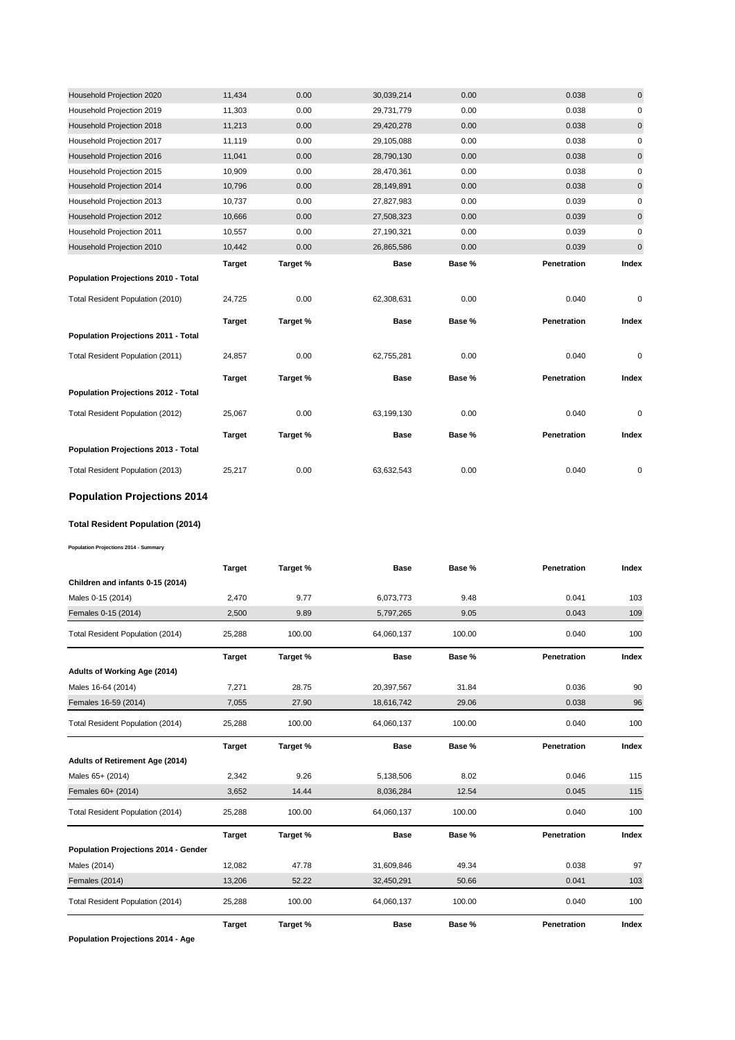| | | | | | | |
|---|---|---|---|---|---|---|
| Household Projection 2020 | 11,434 | 0.00 | 30,039,214 | 0.00 | 0.038 | 0 |
| Household Projection 2019 | 11,303 | 0.00 | 29,731,779 | 0.00 | 0.038 | 0 |
| Household Projection 2018 | 11,213 | 0.00 | 29,420,278 | 0.00 | 0.038 | 0 |
| Household Projection 2017 | 11,119 | 0.00 | 29,105,088 | 0.00 | 0.038 | 0 |
| Household Projection 2016 | 11,041 | 0.00 | 28,790,130 | 0.00 | 0.038 | 0 |
| Household Projection 2015 | 10,909 | 0.00 | 28,470,361 | 0.00 | 0.038 | 0 |
| Household Projection 2014 | 10,796 | 0.00 | 28,149,891 | 0.00 | 0.038 | 0 |
| Household Projection 2013 | 10,737 | 0.00 | 27,827,983 | 0.00 | 0.039 | 0 |
| Household Projection 2012 | 10,666 | 0.00 | 27,508,323 | 0.00 | 0.039 | 0 |
| Household Projection 2011 | 10,557 | 0.00 | 27,190,321 | 0.00 | 0.039 | 0 |
| Household Projection 2010 | 10,442 | 0.00 | 26,865,586 | 0.00 | 0.039 | 0 |

| Population Projections 2010 - Total | Target | Target % | Base | Base % | Penetration | Index |
|---|---|---|---|---|---|---|
| Total Resident Population (2010) | 24,725 | 0.00 | 62,308,631 | 0.00 | 0.040 | 0 |

| Population Projections 2011 - Total | Target | Target % | Base | Base % | Penetration | Index |
|---|---|---|---|---|---|---|
| Total Resident Population (2011) | 24,857 | 0.00 | 62,755,281 | 0.00 | 0.040 | 0 |

| Population Projections 2012 - Total | Target | Target % | Base | Base % | Penetration | Index |
|---|---|---|---|---|---|---|
| Total Resident Population (2012) | 25,067 | 0.00 | 63,199,130 | 0.00 | 0.040 | 0 |

| Population Projections 2013 - Total | Target | Target % | Base | Base % | Penetration | Index |
|---|---|---|---|---|---|---|
| Total Resident Population (2013) | 25,217 | 0.00 | 63,632,543 | 0.00 | 0.040 | 0 |

## Population Projections 2014

### Total Resident Population (2014)

**Population Projections 2014 - Summary**

| Children and infants 0-15 (2014) | Target | Target % | Base | Base % | Penetration | Index |
|---|---|---|---|---|---|---|
| Males 0-15 (2014) | 2,470 | 9.77 | 6,073,773 | 9.48 | 0.041 | 103 |
| Females 0-15 (2014) | 2,500 | 9.89 | 5,797,265 | 9.05 | 0.043 | 109 |
| Total Resident Population (2014) | 25,288 | 100.00 | 64,060,137 | 100.00 | 0.040 | 100 |

| Adults of Working Age (2014) | Target | Target % | Base | Base % | Penetration | Index |
|---|---|---|---|---|---|---|
| Males 16-64 (2014) | 7,271 | 28.75 | 20,397,567 | 31.84 | 0.036 | 90 |
| Females 16-59 (2014) | 7,055 | 27.90 | 18,616,742 | 29.06 | 0.038 | 96 |
| Total Resident Population (2014) | 25,288 | 100.00 | 64,060,137 | 100.00 | 0.040 | 100 |

| Adults of Retirement Age (2014) | Target | Target % | Base | Base % | Penetration | Index |
|---|---|---|---|---|---|---|
| Males 65+ (2014) | 2,342 | 9.26 | 5,138,506 | 8.02 | 0.046 | 115 |
| Females 60+ (2014) | 3,652 | 14.44 | 8,036,284 | 12.54 | 0.045 | 115 |
| Total Resident Population (2014) | 25,288 | 100.00 | 64,060,137 | 100.00 | 0.040 | 100 |

| Population Projections 2014 - Gender | Target | Target % | Base | Base % | Penetration | Index |
|---|---|---|---|---|---|---|
| Males (2014) | 12,082 | 47.78 | 31,609,846 | 49.34 | 0.038 | 97 |
| Females (2014) | 13,206 | 52.22 | 32,450,291 | 50.66 | 0.041 | 103 |
| Total Resident Population (2014) | 25,288 | 100.00 | 64,060,137 | 100.00 | 0.040 | 100 |

| Population Projections 2014 - Age | Target | Target % | Base | Base % | Penetration | Index |
|---|---|---|---|---|---|---|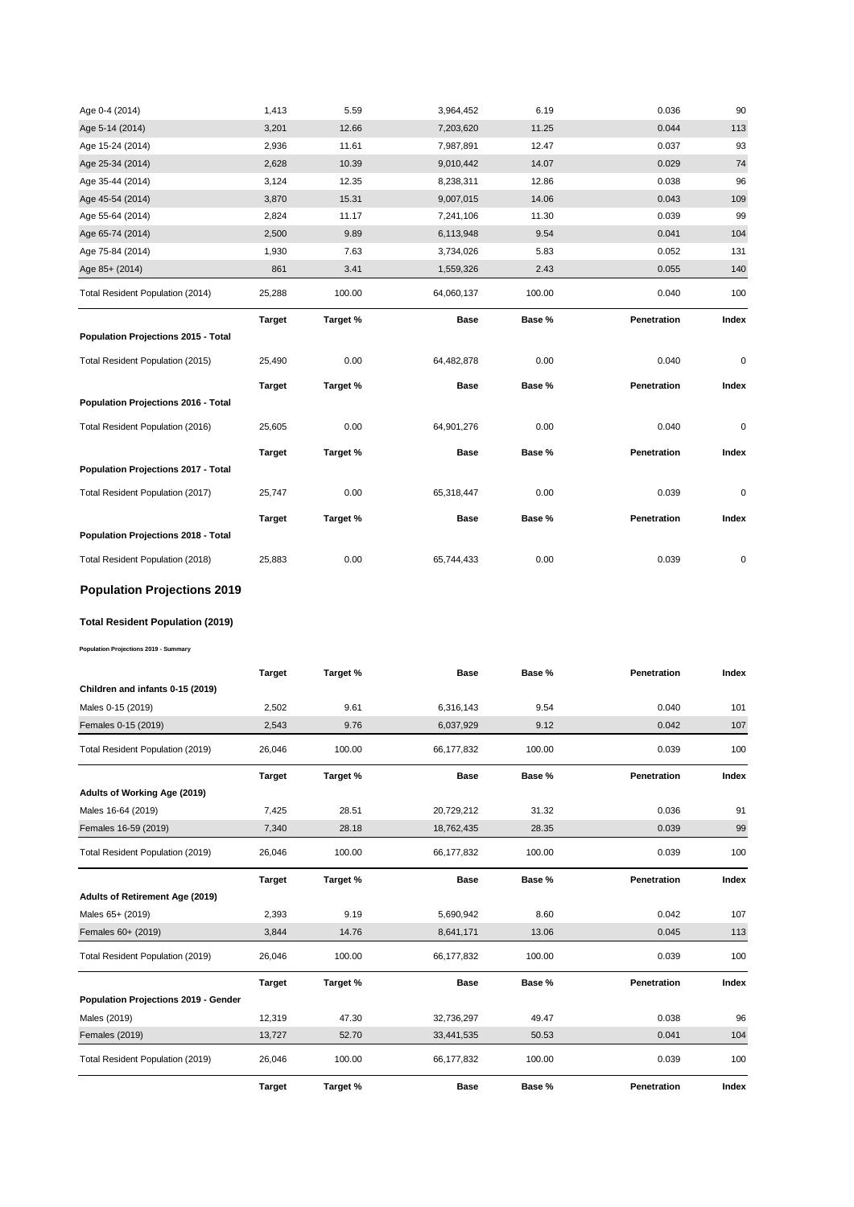| | | | | | | |
|---|---|---|---|---|---|---|
| Age 0-4 (2014) | 1,413 | 5.59 | 3,964,452 | 6.19 | 0.036 | 90 |
| Age 5-14 (2014) | 3,201 | 12.66 | 7,203,620 | 11.25 | 0.044 | 113 |
| Age 15-24 (2014) | 2,936 | 11.61 | 7,987,891 | 12.47 | 0.037 | 93 |
| Age 25-34 (2014) | 2,628 | 10.39 | 9,010,442 | 14.07 | 0.029 | 74 |
| Age 35-44 (2014) | 3,124 | 12.35 | 8,238,311 | 12.86 | 0.038 | 96 |
| Age 45-54 (2014) | 3,870 | 15.31 | 9,007,015 | 14.06 | 0.043 | 109 |
| Age 55-64 (2014) | 2,824 | 11.17 | 7,241,106 | 11.30 | 0.039 | 99 |
| Age 65-74 (2014) | 2,500 | 9.89 | 6,113,948 | 9.54 | 0.041 | 104 |
| Age 75-84 (2014) | 1,930 | 7.63 | 3,734,026 | 5.83 | 0.052 | 131 |
| Age 85+ (2014) | 861 | 3.41 | 1,559,326 | 2.43 | 0.055 | 140 |
| Total Resident Population (2014) | 25,288 | 100.00 | 64,060,137 | 100.00 | 0.040 | 100 |

| **Population Projections 2015 - Total** | **Target** | **Target %** | **Base** | **Base %** | **Penetration** | **Index** |
|---|---|---|---|---|---|---|
| Total Resident Population (2015) | 25,490 | 0.00 | 64,482,878 | 0.00 | 0.040 | 0 |

| **Population Projections 2016 - Total** | **Target** | **Target %** | **Base** | **Base %** | **Penetration** | **Index** |
|---|---|---|---|---|---|---|
| Total Resident Population (2016) | 25,605 | 0.00 | 64,901,276 | 0.00 | 0.040 | 0 |

| **Population Projections 2017 - Total** | **Target** | **Target %** | **Base** | **Base %** | **Penetration** | **Index** |
|---|---|---|---|---|---|---|
| Total Resident Population (2017) | 25,747 | 0.00 | 65,318,447 | 0.00 | 0.039 | 0 |

| **Population Projections 2018 - Total** | **Target** | **Target %** | **Base** | **Base %** | **Penetration** | **Index** |
|---|---|---|---|---|---|---|
| Total Resident Population (2018) | 25,883 | 0.00 | 65,744,433 | 0.00 | 0.039 | 0 |

## Population Projections 2019

### Total Resident Population (2019)

**Population Projections 2019 - Summary**

| **Children and infants 0-15 (2019)** | **Target** | **Target %** | **Base** | **Base %** | **Penetration** | **Index** |
|---|---|---|---|---|---|---|
| Males 0-15 (2019) | 2,502 | 9.61 | 6,316,143 | 9.54 | 0.040 | 101 |
| Females 0-15 (2019) | 2,543 | 9.76 | 6,037,929 | 9.12 | 0.042 | 107 |
| Total Resident Population (2019) | 26,046 | 100.00 | 66,177,832 | 100.00 | 0.039 | 100 |

| **Adults of Working Age (2019)** | **Target** | **Target %** | **Base** | **Base %** | **Penetration** | **Index** |
|---|---|---|---|---|---|---|
| Males 16-64 (2019) | 7,425 | 28.51 | 20,729,212 | 31.32 | 0.036 | 91 |
| Females 16-59 (2019) | 7,340 | 28.18 | 18,762,435 | 28.35 | 0.039 | 99 |
| Total Resident Population (2019) | 26,046 | 100.00 | 66,177,832 | 100.00 | 0.039 | 100 |

| **Adults of Retirement Age (2019)** | **Target** | **Target %** | **Base** | **Base %** | **Penetration** | **Index** |
|---|---|---|---|---|---|---|
| Males 65+ (2019) | 2,393 | 9.19 | 5,690,942 | 8.60 | 0.042 | 107 |
| Females 60+ (2019) | 3,844 | 14.76 | 8,641,171 | 13.06 | 0.045 | 113 |
| Total Resident Population (2019) | 26,046 | 100.00 | 66,177,832 | 100.00 | 0.039 | 100 |

| **Population Projections 2019 - Gender** | **Target** | **Target %** | **Base** | **Base %** | **Penetration** | **Index** |
|---|---|---|---|---|---|---|
| Males (2019) | 12,319 | 47.30 | 32,736,297 | 49.47 | 0.038 | 96 |
| Females (2019) | 13,727 | 52.70 | 33,441,535 | 50.53 | 0.041 | 104 |
| Total Resident Population (2019) | 26,046 | 100.00 | 66,177,832 | 100.00 | 0.039 | 100 |

| | **Target** | **Target %** | **Base** | **Base %** | **Penetration** | **Index** |
|---|---|---|---|---|---|---|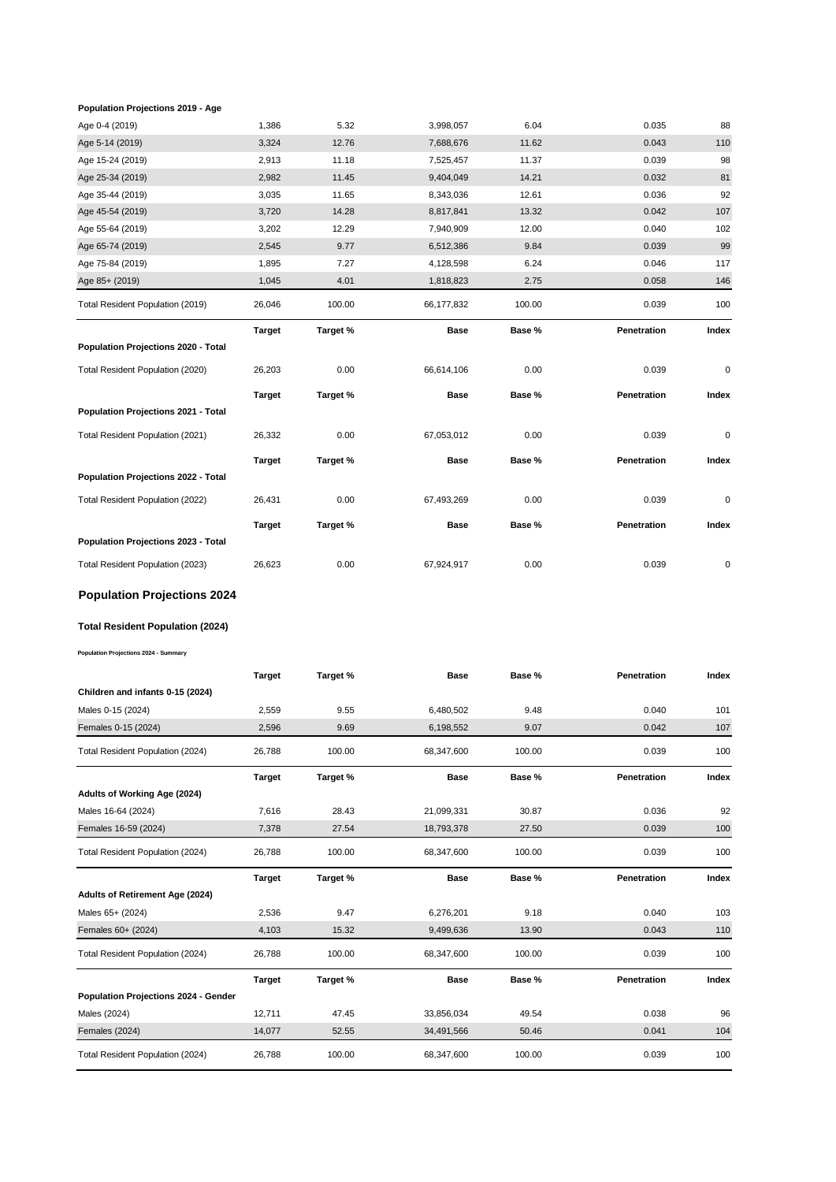**Population Projections 2019 - Age**

| | | | | | | |
|---|---|---|---|---|---|---|
| Age 0-4 (2019) | 1,386 | 5.32 | 3,998,057 | 6.04 | 0.035 | 88 |
| Age 5-14 (2019) | 3,324 | 12.76 | 7,688,676 | 11.62 | 0.043 | 110 |
| Age 15-24 (2019) | 2,913 | 11.18 | 7,525,457 | 11.37 | 0.039 | 98 |
| Age 25-34 (2019) | 2,982 | 11.45 | 9,404,049 | 14.21 | 0.032 | 81 |
| Age 35-44 (2019) | 3,035 | 11.65 | 8,343,036 | 12.61 | 0.036 | 92 |
| Age 45-54 (2019) | 3,720 | 14.28 | 8,817,841 | 13.32 | 0.042 | 107 |
| Age 55-64 (2019) | 3,202 | 12.29 | 7,940,909 | 12.00 | 0.040 | 102 |
| Age 65-74 (2019) | 2,545 | 9.77 | 6,512,386 | 9.84 | 0.039 | 99 |
| Age 75-84 (2019) | 1,895 | 7.27 | 4,128,598 | 6.24 | 0.046 | 117 |
| Age 85+ (2019) | 1,045 | 4.01 | 1,818,823 | 2.75 | 0.058 | 146 |
| Total Resident Population (2019) | 26,046 | 100.00 | 66,177,832 | 100.00 | 0.039 | 100 |

| Population Projections 2020 - Total | Target | Target % | Base | Base % | Penetration | Index |
|---|---|---|---|---|---|---|
| Total Resident Population (2020) | 26,203 | 0.00 | 66,614,106 | 0.00 | 0.039 | 0 |

| Population Projections 2021 - Total | Target | Target % | Base | Base % | Penetration | Index |
|---|---|---|---|---|---|---|
| Total Resident Population (2021) | 26,332 | 0.00 | 67,053,012 | 0.00 | 0.039 | 0 |

| Population Projections 2022 - Total | Target | Target % | Base | Base % | Penetration | Index |
|---|---|---|---|---|---|---|
| Total Resident Population (2022) | 26,431 | 0.00 | 67,493,269 | 0.00 | 0.039 | 0 |

| Population Projections 2023 - Total | Target | Target % | Base | Base % | Penetration | Index |
|---|---|---|---|---|---|---|
| Total Resident Population (2023) | 26,623 | 0.00 | 67,924,917 | 0.00 | 0.039 | 0 |

## Population Projections 2024

### Total Resident Population (2024)

###### Population Projections 2024 - Summary

| Children and infants 0-15 (2024) | Target | Target % | Base | Base % | Penetration | Index |
|---|---|---|---|---|---|---|
| Males 0-15 (2024) | 2,559 | 9.55 | 6,480,502 | 9.48 | 0.040 | 101 |
| Females 0-15 (2024) | 2,596 | 9.69 | 6,198,552 | 9.07 | 0.042 | 107 |
| Total Resident Population (2024) | 26,788 | 100.00 | 68,347,600 | 100.00 | 0.039 | 100 |

| Adults of Working Age (2024) | Target | Target % | Base | Base % | Penetration | Index |
|---|---|---|---|---|---|---|
| Males 16-64 (2024) | 7,616 | 28.43 | 21,099,331 | 30.87 | 0.036 | 92 |
| Females 16-59 (2024) | 7,378 | 27.54 | 18,793,378 | 27.50 | 0.039 | 100 |
| Total Resident Population (2024) | 26,788 | 100.00 | 68,347,600 | 100.00 | 0.039 | 100 |

| Adults of Retirement Age (2024) | Target | Target % | Base | Base % | Penetration | Index |
|---|---|---|---|---|---|---|
| Males 65+ (2024) | 2,536 | 9.47 | 6,276,201 | 9.18 | 0.040 | 103 |
| Females 60+ (2024) | 4,103 | 15.32 | 9,499,636 | 13.90 | 0.043 | 110 |
| Total Resident Population (2024) | 26,788 | 100.00 | 68,347,600 | 100.00 | 0.039 | 100 |

| Population Projections 2024 - Gender | Target | Target % | Base | Base % | Penetration | Index |
|---|---|---|---|---|---|---|
| Males (2024) | 12,711 | 47.45 | 33,856,034 | 49.54 | 0.038 | 96 |
| Females (2024) | 14,077 | 52.55 | 34,491,566 | 50.46 | 0.041 | 104 |
| Total Resident Population (2024) | 26,788 | 100.00 | 68,347,600 | 100.00 | 0.039 | 100 |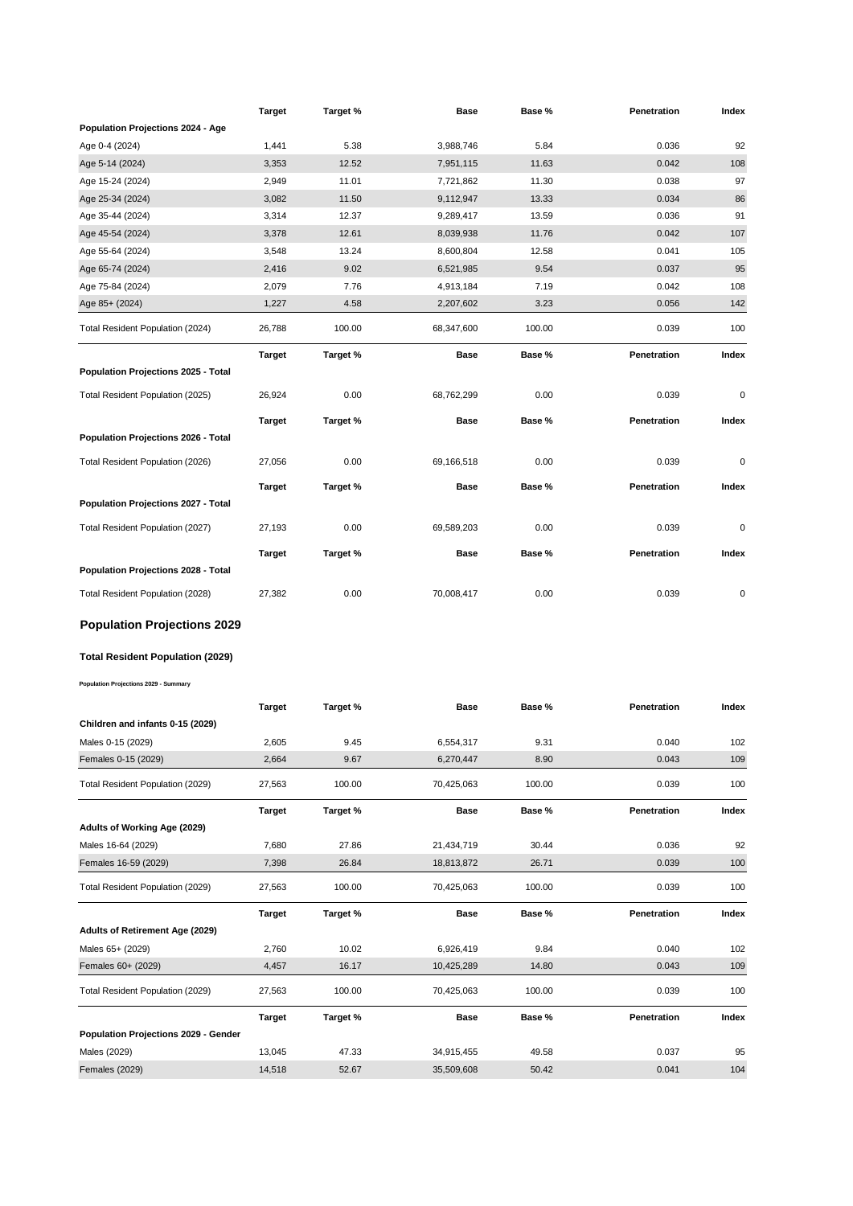| | Target | Target % | Base | Base % | Penetration | Index |
|---|---|---|---|---|---|---|
| **Population Projections 2024 - Age** | | | | | | |
| Age 0-4 (2024) | 1,441 | 5.38 | 3,988,746 | 5.84 | 0.036 | 92 |
| Age 5-14 (2024) | 3,353 | 12.52 | 7,951,115 | 11.63 | 0.042 | 108 |
| Age 15-24 (2024) | 2,949 | 11.01 | 7,721,862 | 11.30 | 0.038 | 97 |
| Age 25-34 (2024) | 3,082 | 11.50 | 9,112,947 | 13.33 | 0.034 | 86 |
| Age 35-44 (2024) | 3,314 | 12.37 | 9,289,417 | 13.59 | 0.036 | 91 |
| Age 45-54 (2024) | 3,378 | 12.61 | 8,039,938 | 11.76 | 0.042 | 107 |
| Age 55-64 (2024) | 3,548 | 13.24 | 8,600,804 | 12.58 | 0.041 | 105 |
| Age 65-74 (2024) | 2,416 | 9.02 | 6,521,985 | 9.54 | 0.037 | 95 |
| Age 75-84 (2024) | 2,079 | 7.76 | 4,913,184 | 7.19 | 0.042 | 108 |
| Age 85+ (2024) | 1,227 | 4.58 | 2,207,602 | 3.23 | 0.056 | 142 |
| Total Resident Population (2024) | 26,788 | 100.00 | 68,347,600 | 100.00 | 0.039 | 100 |

| | Target | Target % | Base | Base % | Penetration | Index |
|---|---|---|---|---|---|---|
| **Population Projections 2025 - Total** | | | | | | |
| Total Resident Population (2025) | 26,924 | 0.00 | 68,762,299 | 0.00 | 0.039 | 0 |

| | Target | Target % | Base | Base % | Penetration | Index |
|---|---|---|---|---|---|---|
| **Population Projections 2026 - Total** | | | | | | |
| Total Resident Population (2026) | 27,056 | 0.00 | 69,166,518 | 0.00 | 0.039 | 0 |

| | Target | Target % | Base | Base % | Penetration | Index |
|---|---|---|---|---|---|---|
| **Population Projections 2027 - Total** | | | | | | |
| Total Resident Population (2027) | 27,193 | 0.00 | 69,589,203 | 0.00 | 0.039 | 0 |

| | Target | Target % | Base | Base % | Penetration | Index |
|---|---|---|---|---|---|---|
| **Population Projections 2028 - Total** | | | | | | |
| Total Resident Population (2028) | 27,382 | 0.00 | 70,008,417 | 0.00 | 0.039 | 0 |

## Population Projections 2029

### Total Resident Population (2029)

**Population Projections 2029 - Summary**

| | Target | Target % | Base | Base % | Penetration | Index |
|---|---|---|---|---|---|---|
| **Children and infants 0-15 (2029)** | | | | | | |
| Males 0-15 (2029) | 2,605 | 9.45 | 6,554,317 | 9.31 | 0.040 | 102 |
| Females 0-15 (2029) | 2,664 | 9.67 | 6,270,447 | 8.90 | 0.043 | 109 |
| Total Resident Population (2029) | 27,563 | 100.00 | 70,425,063 | 100.00 | 0.039 | 100 |

| | Target | Target % | Base | Base % | Penetration | Index |
|---|---|---|---|---|---|---|
| **Adults of Working Age (2029)** | | | | | | |
| Males 16-64 (2029) | 7,680 | 27.86 | 21,434,719 | 30.44 | 0.036 | 92 |
| Females 16-59 (2029) | 7,398 | 26.84 | 18,813,872 | 26.71 | 0.039 | 100 |
| Total Resident Population (2029) | 27,563 | 100.00 | 70,425,063 | 100.00 | 0.039 | 100 |

| | Target | Target % | Base | Base % | Penetration | Index |
|---|---|---|---|---|---|---|
| **Adults of Retirement Age (2029)** | | | | | | |
| Males 65+ (2029) | 2,760 | 10.02 | 6,926,419 | 9.84 | 0.040 | 102 |
| Females 60+ (2029) | 4,457 | 16.17 | 10,425,289 | 14.80 | 0.043 | 109 |
| Total Resident Population (2029) | 27,563 | 100.00 | 70,425,063 | 100.00 | 0.039 | 100 |

| | Target | Target % | Base | Base % | Penetration | Index |
|---|---|---|---|---|---|---|
| **Population Projections 2029 - Gender** | | | | | | |
| Males (2029) | 13,045 | 47.33 | 34,915,455 | 49.58 | 0.037 | 95 |
| Females (2029) | 14,518 | 52.67 | 35,509,608 | 50.42 | 0.041 | 104 |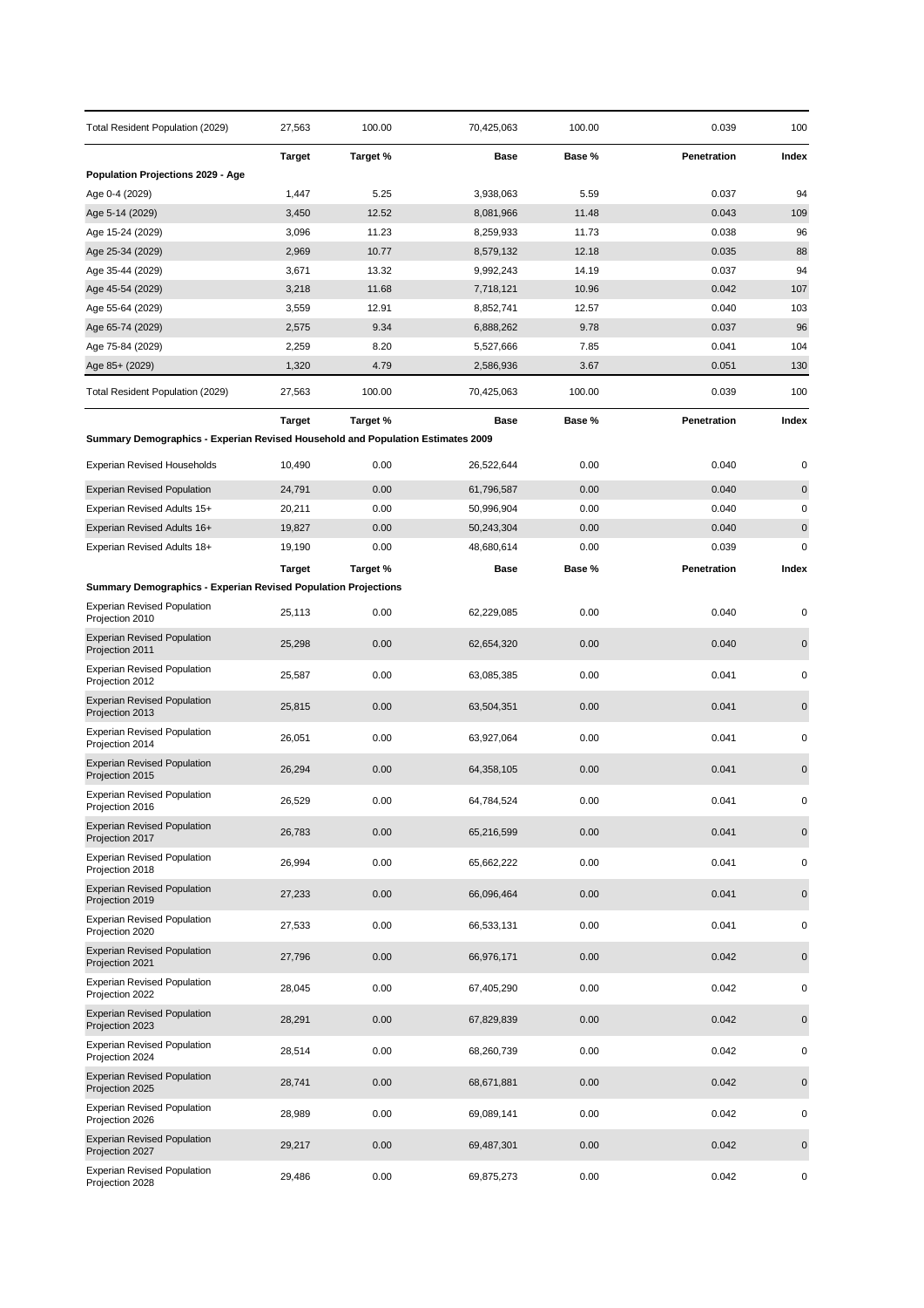| | Target | Target % | Base | Base % | Penetration | Index |
|---|---|---|---|---|---|---|
| Total Resident Population (2029) | 27,563 | 100.00 | 70,425,063 | 100.00 | 0.039 | 100 |
| | **Target** | **Target %** | **Base** | **Base %** | **Penetration** | **Index** |
| **Population Projections 2029 - Age** | | | | | | |
| Age 0-4 (2029) | 1,447 | 5.25 | 3,938,063 | 5.59 | 0.037 | 94 |
| Age 5-14 (2029) | 3,450 | 12.52 | 8,081,966 | 11.48 | 0.043 | 109 |
| Age 15-24 (2029) | 3,096 | 11.23 | 8,259,933 | 11.73 | 0.038 | 96 |
| Age 25-34 (2029) | 2,969 | 10.77 | 8,579,132 | 12.18 | 0.035 | 88 |
| Age 35-44 (2029) | 3,671 | 13.32 | 9,992,243 | 14.19 | 0.037 | 94 |
| Age 45-54 (2029) | 3,218 | 11.68 | 7,718,121 | 10.96 | 0.042 | 107 |
| Age 55-64 (2029) | 3,559 | 12.91 | 8,852,741 | 12.57 | 0.040 | 103 |
| Age 65-74 (2029) | 2,575 | 9.34 | 6,888,262 | 9.78 | 0.037 | 96 |
| Age 75-84 (2029) | 2,259 | 8.20 | 5,527,666 | 7.85 | 0.041 | 104 |
| Age 85+ (2029) | 1,320 | 4.79 | 2,586,936 | 3.67 | 0.051 | 130 |
| Total Resident Population (2029) | 27,563 | 100.00 | 70,425,063 | 100.00 | 0.039 | 100 |
| | **Target** | **Target %** | **Base** | **Base %** | **Penetration** | **Index** |
| **Summary Demographics - Experian Revised Household and Population Estimates 2009** | | | | | | |
| Experian Revised Households | 10,490 | 0.00 | 26,522,644 | 0.00 | 0.040 | 0 |
| Experian Revised Population | 24,791 | 0.00 | 61,796,587 | 0.00 | 0.040 | 0 |
| Experian Revised Adults 15+ | 20,211 | 0.00 | 50,996,904 | 0.00 | 0.040 | 0 |
| Experian Revised Adults 16+ | 19,827 | 0.00 | 50,243,304 | 0.00 | 0.040 | 0 |
| Experian Revised Adults 18+ | 19,190 | 0.00 | 48,680,614 | 0.00 | 0.039 | 0 |
| | **Target** | **Target %** | **Base** | **Base %** | **Penetration** | **Index** |
| **Summary Demographics - Experian Revised Population Projections** | | | | | | |
| Experian Revised Population Projection 2010 | 25,113 | 0.00 | 62,229,085 | 0.00 | 0.040 | 0 |
| Experian Revised Population Projection 2011 | 25,298 | 0.00 | 62,654,320 | 0.00 | 0.040 | 0 |
| Experian Revised Population Projection 2012 | 25,587 | 0.00 | 63,085,385 | 0.00 | 0.041 | 0 |
| Experian Revised Population Projection 2013 | 25,815 | 0.00 | 63,504,351 | 0.00 | 0.041 | 0 |
| Experian Revised Population Projection 2014 | 26,051 | 0.00 | 63,927,064 | 0.00 | 0.041 | 0 |
| Experian Revised Population Projection 2015 | 26,294 | 0.00 | 64,358,105 | 0.00 | 0.041 | 0 |
| Experian Revised Population Projection 2016 | 26,529 | 0.00 | 64,784,524 | 0.00 | 0.041 | 0 |
| Experian Revised Population Projection 2017 | 26,783 | 0.00 | 65,216,599 | 0.00 | 0.041 | 0 |
| Experian Revised Population Projection 2018 | 26,994 | 0.00 | 65,662,222 | 0.00 | 0.041 | 0 |
| Experian Revised Population Projection 2019 | 27,233 | 0.00 | 66,096,464 | 0.00 | 0.041 | 0 |
| Experian Revised Population Projection 2020 | 27,533 | 0.00 | 66,533,131 | 0.00 | 0.041 | 0 |
| Experian Revised Population Projection 2021 | 27,796 | 0.00 | 66,976,171 | 0.00 | 0.042 | 0 |
| Experian Revised Population Projection 2022 | 28,045 | 0.00 | 67,405,290 | 0.00 | 0.042 | 0 |
| Experian Revised Population Projection 2023 | 28,291 | 0.00 | 67,829,839 | 0.00 | 0.042 | 0 |
| Experian Revised Population Projection 2024 | 28,514 | 0.00 | 68,260,739 | 0.00 | 0.042 | 0 |
| Experian Revised Population Projection 2025 | 28,741 | 0.00 | 68,671,881 | 0.00 | 0.042 | 0 |
| Experian Revised Population Projection 2026 | 28,989 | 0.00 | 69,089,141 | 0.00 | 0.042 | 0 |
| Experian Revised Population Projection 2027 | 29,217 | 0.00 | 69,487,301 | 0.00 | 0.042 | 0 |
| Experian Revised Population Projection 2028 | 29,486 | 0.00 | 69,875,273 | 0.00 | 0.042 | 0 |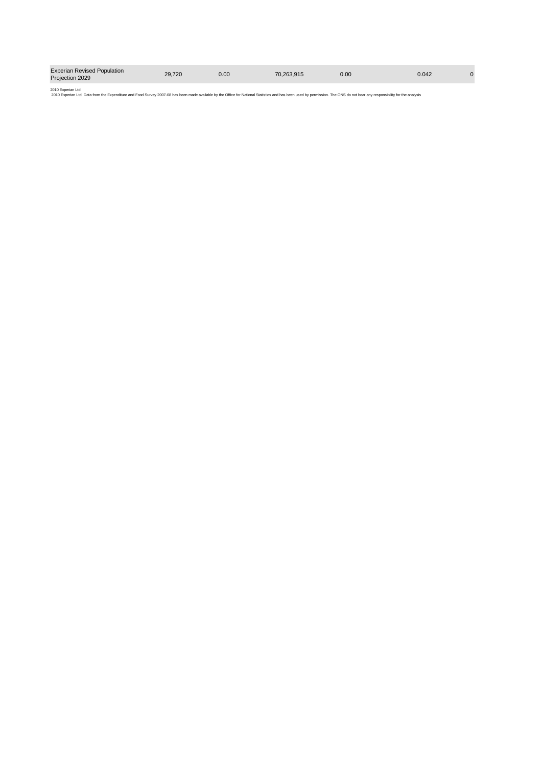| | | | | | | |
|---|---|---|---|---|---|---|
| Experian Revised Population Projection 2029 | 29,720 | 0.00 | 70,263,915 | 0.00 | 0.042 | 0 |

2010 Experian Ltd
2010 Experian Ltd, Data from the Expenditure and Food Survey 2007-08 has been made available by the Office for National Statistics and has been used by permission. The ONS do not bear any responsibility for the analysis